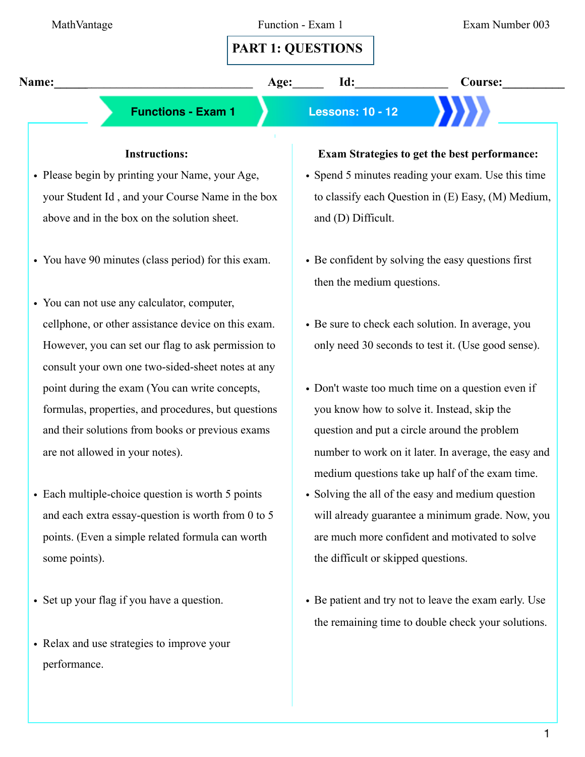# PART 1: QUESTIONS

**Name:**_______________________________ **Age:**_____ **Id:**_______________ **Course:**__________

**Functions - Exam 1** | **Lessons: 10 - 12**

### Instructions:

- Please begin by printing your Name, your Age, your Student Id , and your Course Name in the box above and in the box on the solution sheet.
- You have 90 minutes (class period) for this exam.
- You can not use any calculator, computer, cellphone, or other assistance device on this exam. However, you can set our flag to ask permission to consult your own one two-sided-sheet notes at any point during the exam (You can write concepts, formulas, properties, and procedures, but questions and their solutions from books or previous exams are not allowed in your notes).
- Each multiple-choice question is worth 5 points and each extra essay-question is worth from 0 to 5 points. (Even a simple related formula can worth some points).
- Set up your flag if you have a question.
- Relax and use strategies to improve your performance.

### Exam Strategies to get the best performance:

- Spend 5 minutes reading your exam. Use this time to classify each Question in (E) Easy, (M) Medium, and (D) Difficult.
- Be confident by solving the easy questions first then the medium questions.
- Be sure to check each solution. In average, you only need 30 seconds to test it. (Use good sense).
- Don't waste too much time on a question even if you know how to solve it. Instead, skip the question and put a circle around the problem number to work on it later. In average, the easy and medium questions take up half of the exam time.
- Solving the all of the easy and medium question will already guarantee a minimum grade. Now, you are much more confident and motivated to solve the difficult or skipped questions.
- Be patient and try not to leave the exam early. Use the remaining time to double check your solutions.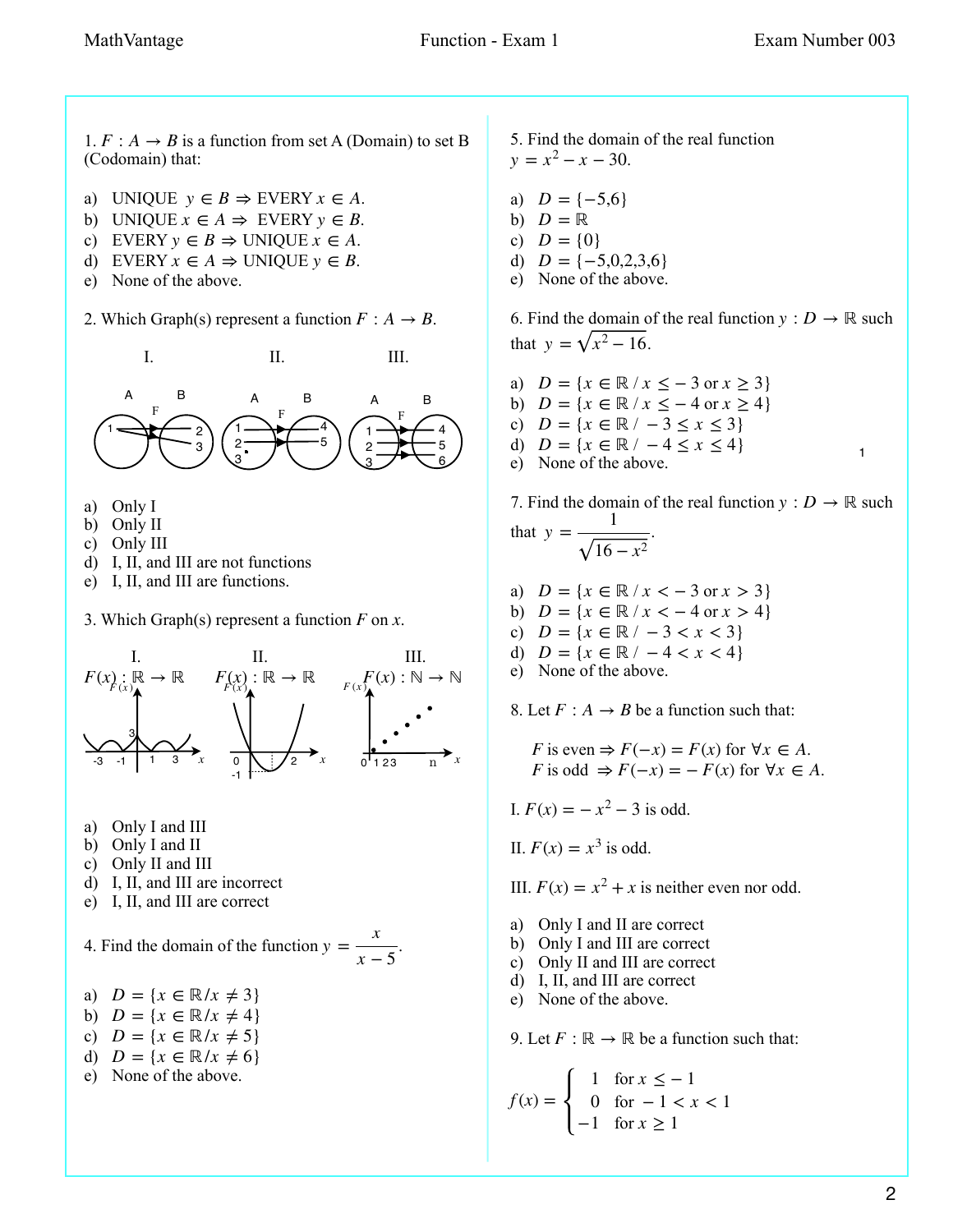1. $F : A \to B$ is a function from set A (Domain) to set B (Codomain) that:

a) UNIQUE $y \in B \Rightarrow$ EVERY $x \in A$.
b) UNIQUE $x \in A \Rightarrow$ EVERY $y \in B$.
c) EVERY $y \in B \Rightarrow$ UNIQUE $x \in A$.
d) EVERY $x \in A \Rightarrow$ UNIQUE $y \in B$.
e) None of the above.

2. Which Graph(s) represent a function $F : A \to B$.

I. II. III.

a) Only I
b) Only II
c) Only III
d) I, II, and III are not functions
e) I, II, and III are functions.

3. Which Graph(s) represent a function $F$ on $x$.

I. $F(x) : \mathbb{R} \to \mathbb{R}$ II. $F(x) : \mathbb{R} \to \mathbb{R}$ III. $F(x) : \mathbb{N} \to \mathbb{N}$

a) Only I and III
b) Only I and II
c) Only II and III
d) I, II, and III are incorrect
e) I, II, and III are correct

4. Find the domain of the function $y = \dfrac{x}{x-5}$.

a) $D = \{x \in \mathbb{R} / x \neq 3\}$
b) $D = \{x \in \mathbb{R} / x \neq 4\}$
c) $D = \{x \in \mathbb{R} / x \neq 5\}$
d) $D = \{x \in \mathbb{R} / x \neq 6\}$
e) None of the above.

5. Find the domain of the real function $y = x^2 - x - 30$.

a) $D = \{-5, 6\}$
b) $D = \mathbb{R}$
c) $D = \{0\}$
d) $D = \{-5, 0, 2, 3, 6\}$
e) None of the above.

6. Find the domain of the real function $y : D \to \mathbb{R}$ such that $y = \sqrt{x^2 - 16}$.

a) $D = \{x \in \mathbb{R} / x \leq -3 \text{ or } x \geq 3\}$
b) $D = \{x \in \mathbb{R} / x \leq -4 \text{ or } x \geq 4\}$
c) $D = \{x \in \mathbb{R} / -3 \leq x \leq 3\}$
d) $D = \{x \in \mathbb{R} / -4 \leq x \leq 4\}$
e) None of the above.

7. Find the domain of the real function $y : D \to \mathbb{R}$ such that $y = \dfrac{1}{\sqrt{16 - x^2}}$.

a) $D = \{x \in \mathbb{R} / x < -3 \text{ or } x > 3\}$
b) $D = \{x \in \mathbb{R} / x < -4 \text{ or } x > 4\}$
c) $D = \{x \in \mathbb{R} / -3 < x < 3\}$
d) $D = \{x \in \mathbb{R} / -4 < x < 4\}$
e) None of the above.

8. Let $F : A \to B$ be a function such that:

$F$ is even $\Rightarrow F(-x) = F(x)$ for $\forall x \in A$.
$F$ is odd $\Rightarrow F(-x) = -F(x)$ for $\forall x \in A$.

I. $F(x) = -x^2 - 3$ is odd.

II. $F(x) = x^3$ is odd.

III. $F(x) = x^2 + x$ is neither even nor odd.

a) Only I and II are correct
b) Only I and III are correct
c) Only II and III are correct
d) I, II, and III are correct
e) None of the above.

9. Let $F : \mathbb{R} \to \mathbb{R}$ be a function such that:

$$f(x) = \begin{cases} 1 & \text{for } x \leq -1 \\ 0 & \text{for } -1 < x < 1 \\ -1 & \text{for } x \geq 1 \end{cases}$$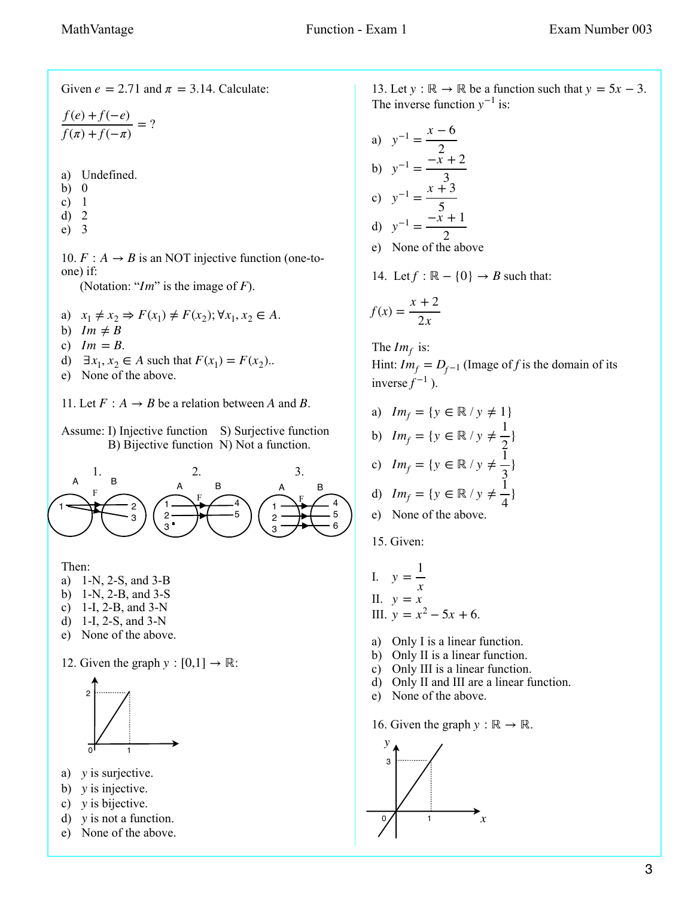Given $e = 2.71$ and $\pi = 3.14$. Calculate:

$$\frac{f(e) + f(-e)}{f(\pi) + f(-\pi)} = ?$$

a) Undefined.
b) 0
c) 1
d) 2
e) 3

10. $F : A \to B$ is an NOT injective function (one-to-one) if:
(Notation: "$Im$" is the image of $F$).

a) $x_1 \neq x_2 \Rightarrow F(x_1) \neq F(x_2); \forall x_1, x_2 \in A$.
b) $Im \neq B$
c) $Im = B$.
d) $\exists x_1, x_2 \in A$ such that $F(x_1) = F(x_2)$..
e) None of the above.

11. Let $F : A \to B$ be a relation between $A$ and $B$.

Assume: I) Injective function S) Surjective function
B) Bijective function N) Not a function.

Then:
a) 1-N, 2-S, and 3-B
b) 1-N, 2-B, and 3-S
c) 1-I, 2-B, and 3-N
d) 1-I, 2-S, and 3-N
e) None of the above.

12. Given the graph $y : [0,1] \to \mathbb{R}$:

a) $y$ is surjective.
b) $y$ is injective.
c) $y$ is bijective.
d) $y$ is not a function.
e) None of the above.

13. Let $y : \mathbb{R} \to \mathbb{R}$ be a function such that $y = 5x - 3$. The inverse function $y^{-1}$ is:

a) $y^{-1} = \dfrac{x-6}{2}$
b) $y^{-1} = \dfrac{-x+2}{3}$
c) $y^{-1} = \dfrac{x+3}{5}$
d) $y^{-1} = \dfrac{-x+1}{2}$
e) None of the above

14. Let $f : \mathbb{R} - \{0\} \to B$ such that:

$$f(x) = \frac{x+2}{2x}$$

The $Im_f$ is:
Hint: $Im_f = D_{f^{-1}}$ (Image of $f$ is the domain of its inverse $f^{-1}$).

a) $Im_f = \{y \in \mathbb{R} \,/\, y \neq 1\}$
b) $Im_f = \{y \in \mathbb{R} \,/\, y \neq \frac{1}{2}\}$
c) $Im_f = \{y \in \mathbb{R} \,/\, y \neq \frac{1}{3}\}$
d) $Im_f = \{y \in \mathbb{R} \,/\, y \neq \frac{1}{4}\}$
e) None of the above.

15. Given:

I. $y = \dfrac{1}{x}$
II. $y = x$
III. $y = x^2 - 5x + 6$.

a) Only I is a linear function.
b) Only II is a linear function.
c) Only III is a linear function.
d) Only II and III are a linear function.
e) None of the above.

16. Given the graph $y : \mathbb{R} \to \mathbb{R}$.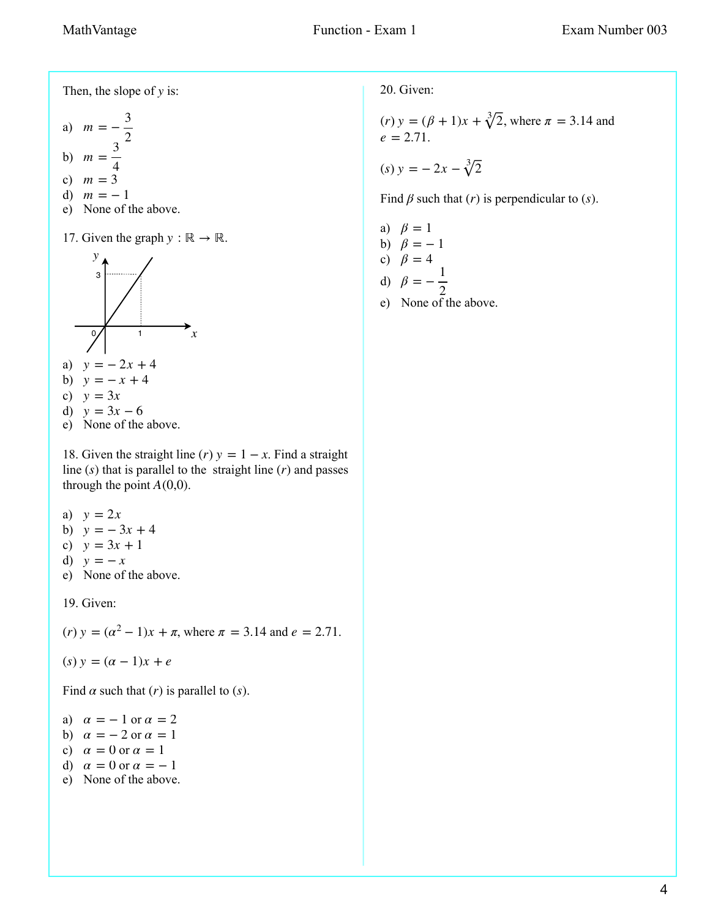Then, the slope of $y$ is:

a) $m = -\dfrac{3}{2}$
b) $m = \dfrac{3}{4}$
c) $m = 3$
d) $m = -1$
e) None of the above.

17. Given the graph $y : \mathbb{R} \to \mathbb{R}$.

a) $y = -2x + 4$
b) $y = -x + 4$
c) $y = 3x$
d) $y = 3x - 6$
e) None of the above.

18. Given the straight line $(r)$ $y = 1 - x$. Find a straight line $(s)$ that is parallel to the straight line $(r)$ and passes through the point $A(0,0)$.

a) $y = 2x$
b) $y = -3x + 4$
c) $y = 3x + 1$
d) $y = -x$
e) None of the above.

19. Given:

$(r)$ $y = (\alpha^2 - 1)x + \pi$, where $\pi = 3.14$ and $e = 2.71$.

$(s)$ $y = (\alpha - 1)x + e$

Find $\alpha$ such that $(r)$ is parallel to $(s)$.

a) $\alpha = -1$ or $\alpha = 2$
b) $\alpha = -2$ or $\alpha = 1$
c) $\alpha = 0$ or $\alpha = 1$
d) $\alpha = 0$ or $\alpha = -1$
e) None of the above.

20. Given:

$(r)$ $y = (\beta + 1)x + \sqrt[3]{2}$, where $\pi = 3.14$ and $e = 2.71$.

$(s)$ $y = -2x - \sqrt[3]{2}$

Find $\beta$ such that $(r)$ is perpendicular to $(s)$.

a) $\beta = 1$
b) $\beta = -1$
c) $\beta = 4$
d) $\beta = -\dfrac{1}{2}$
e) None of the above.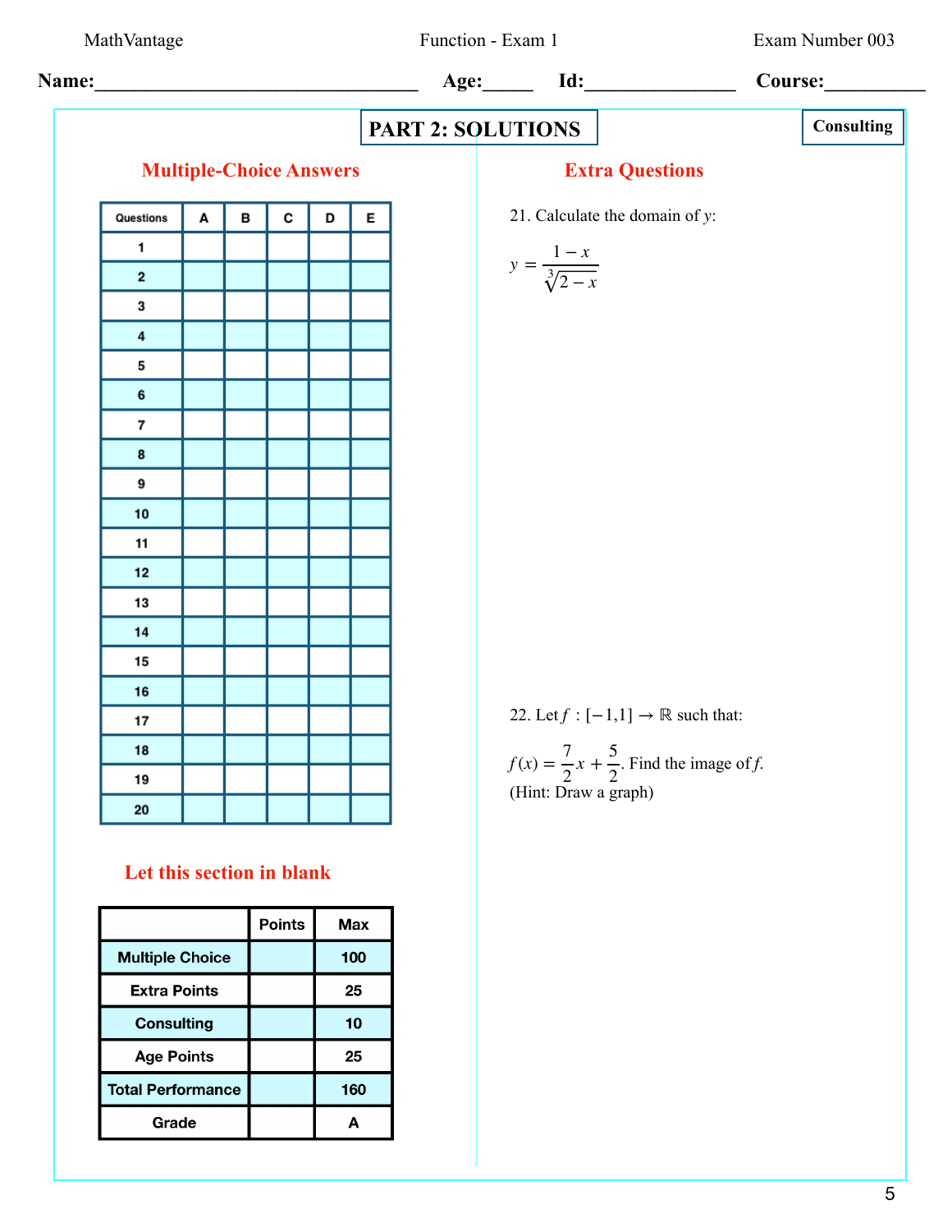Name:\_\_\_\_\_\_\_\_\_\_\_\_\_\_\_\_\_\_\_\_\_\_\_\_\_\_\_\_\_\_\_\_ Age:\_\_\_\_\_ Id:\_\_\_\_\_\_\_\_\_\_\_\_\_\_\_ Course:\_\_\_\_\_\_\_\_\_\_

# PART 2: SOLUTIONS

**Consulting**

## Multiple-Choice Answers

| Questions | A | B | C | D | E |
|---|---|---|---|---|---|
| 1 | | | | | |
| 2 | | | | | |
| 3 | | | | | |
| 4 | | | | | |
| 5 | | | | | |
| 6 | | | | | |
| 7 | | | | | |
| 8 | | | | | |
| 9 | | | | | |
| 10 | | | | | |
| 11 | | | | | |
| 12 | | | | | |
| 13 | | | | | |
| 14 | | | | | |
| 15 | | | | | |
| 16 | | | | | |
| 17 | | | | | |
| 18 | | | | | |
| 19 | | | | | |
| 20 | | | | | |

## Let this section in blank

| | Points | Max |
|---|---|---|
| Multiple Choice | | 100 |
| Extra Points | | 25 |
| Consulting | | 10 |
| Age Points | | 25 |
| Total Performance | | 160 |
| Grade | | A |

## Extra Questions

21. Calculate the domain of $y$:

$$y = \frac{1-x}{\sqrt[3]{2-x}}$$

22. Let $f : [-1,1] \to \mathbb{R}$ such that:

$f(x) = \dfrac{7}{2}x + \dfrac{5}{2}$. Find the image of $f$.
(Hint: Draw a graph)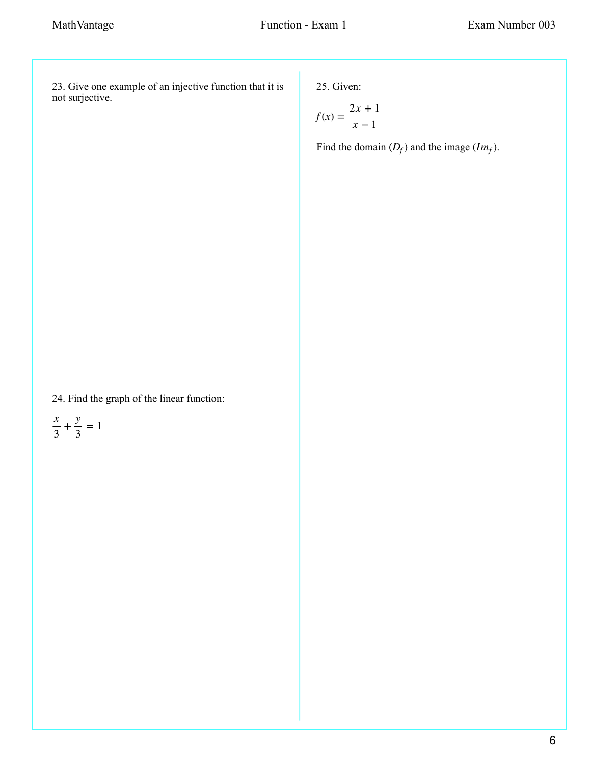23. Give one example of an injective function that it is not surjective.

24. Find the graph of the linear function:

$$\frac{x}{3} + \frac{y}{3} = 1$$

25. Given:

$$f(x) = \frac{2x + 1}{x - 1}$$

Find the domain ($D_f$) and the image ($Im_f$).